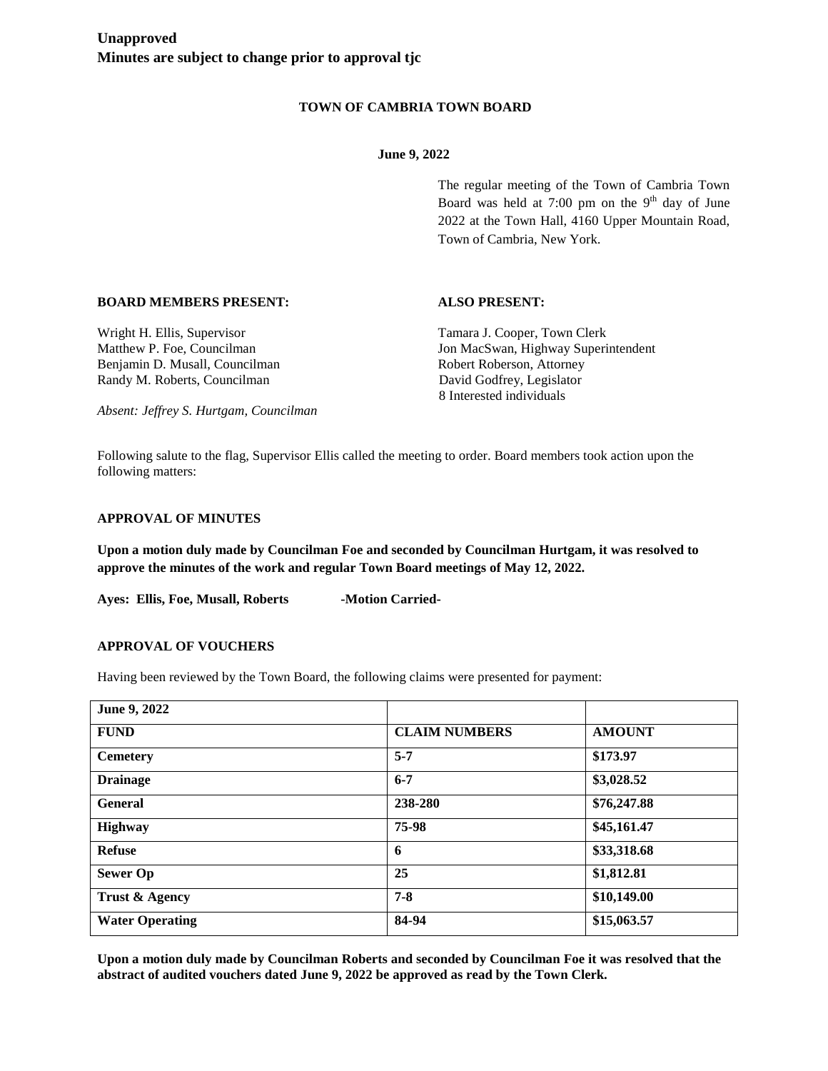**Unapproved**
**Minutes are subject to change prior to approval tjc**

**TOWN OF CAMBRIA TOWN BOARD**

**June 9, 2022**

The regular meeting of the Town of Cambria Town Board was held at 7:00 pm on the 9th day of June 2022 at the Town Hall, 4160 Upper Mountain Road, Town of Cambria, New York.

**BOARD MEMBERS PRESENT:**

Wright H. Ellis, Supervisor
Matthew P. Foe, Councilman
Benjamin D. Musall, Councilman
Randy M. Roberts, Councilman

*Absent: Jeffrey S. Hurtgam, Councilman*

**ALSO PRESENT:**

Tamara J. Cooper, Town Clerk
Jon MacSwan, Highway Superintendent
Robert Roberson, Attorney
David Godfrey, Legislator
8 Interested individuals

Following salute to the flag, Supervisor Ellis called the meeting to order. Board members took action upon the following matters:

**APPROVAL OF MINUTES**

**Upon a motion duly made by Councilman Foe and seconded by Councilman Hurtgam, it was resolved to approve the minutes of the work and regular Town Board meetings of May 12, 2022.**

**Ayes: Ellis, Foe, Musall, Roberts -Motion Carried-**

**APPROVAL OF VOUCHERS**

Having been reviewed by the Town Board, the following claims were presented for payment:

| June 9, 2022 | | |
|---|---|---|
| **FUND** | **CLAIM NUMBERS** | **AMOUNT** |
| **Cemetery** | **5-7** | **$173.97** |
| **Drainage** | **6-7** | **$3,028.52** |
| **General** | **238-280** | **$76,247.88** |
| **Highway** | **75-98** | **$45,161.47** |
| **Refuse** | **6** | **$33,318.68** |
| **Sewer Op** | **25** | **$1,812.81** |
| **Trust & Agency** | **7-8** | **$10,149.00** |
| **Water Operating** | **84-94** | **$15,063.57** |

**Upon a motion duly made by Councilman Roberts and seconded by Councilman Foe it was resolved that the abstract of audited vouchers dated June 9, 2022 be approved as read by the Town Clerk.**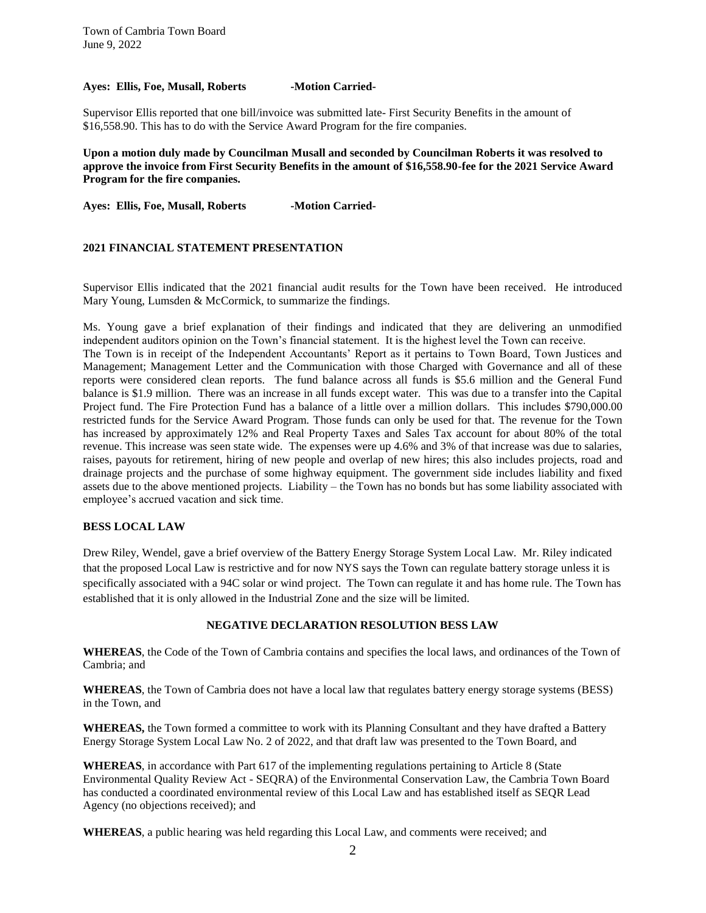**Ayes: Ellis, Foe, Musall, Roberts -Motion Carried-**

Supervisor Ellis reported that one bill/invoice was submitted late- First Security Benefits in the amount of $16,558.90. This has to do with the Service Award Program for the fire companies.

**Upon a motion duly made by Councilman Musall and seconded by Councilman Roberts it was resolved to approve the invoice from First Security Benefits in the amount of $16,558.90-fee for the 2021 Service Award Program for the fire companies.**

**Ayes: Ellis, Foe, Musall, Roberts -Motion Carried-**

## 2021 FINANCIAL STATEMENT PRESENTATION

Supervisor Ellis indicated that the 2021 financial audit results for the Town have been received. He introduced Mary Young, Lumsden & McCormick, to summarize the findings.

Ms. Young gave a brief explanation of their findings and indicated that they are delivering an unmodified independent auditors opinion on the Town's financial statement. It is the highest level the Town can receive. The Town is in receipt of the Independent Accountants' Report as it pertains to Town Board, Town Justices and Management; Management Letter and the Communication with those Charged with Governance and all of these reports were considered clean reports. The fund balance across all funds is $5.6 million and the General Fund balance is $1.9 million. There was an increase in all funds except water. This was due to a transfer into the Capital Project fund. The Fire Protection Fund has a balance of a little over a million dollars. This includes $790,000.00 restricted funds for the Service Award Program. Those funds can only be used for that. The revenue for the Town has increased by approximately 12% and Real Property Taxes and Sales Tax account for about 80% of the total revenue. This increase was seen state wide. The expenses were up 4.6% and 3% of that increase was due to salaries, raises, payouts for retirement, hiring of new people and overlap of new hires; this also includes projects, road and drainage projects and the purchase of some highway equipment. The government side includes liability and fixed assets due to the above mentioned projects. Liability – the Town has no bonds but has some liability associated with employee's accrued vacation and sick time.

## BESS LOCAL LAW

Drew Riley, Wendel, gave a brief overview of the Battery Energy Storage System Local Law. Mr. Riley indicated that the proposed Local Law is restrictive and for now NYS says the Town can regulate battery storage unless it is specifically associated with a 94C solar or wind project. The Town can regulate it and has home rule. The Town has established that it is only allowed in the Industrial Zone and the size will be limited.

### NEGATIVE DECLARATION RESOLUTION BESS LAW

**WHEREAS**, the Code of the Town of Cambria contains and specifies the local laws, and ordinances of the Town of Cambria; and

**WHEREAS**, the Town of Cambria does not have a local law that regulates battery energy storage systems (BESS) in the Town, and

**WHEREAS,** the Town formed a committee to work with its Planning Consultant and they have drafted a Battery Energy Storage System Local Law No. 2 of 2022, and that draft law was presented to the Town Board, and

**WHEREAS**, in accordance with Part 617 of the implementing regulations pertaining to Article 8 (State Environmental Quality Review Act - SEQRA) of the Environmental Conservation Law, the Cambria Town Board has conducted a coordinated environmental review of this Local Law and has established itself as SEQR Lead Agency (no objections received); and

**WHEREAS**, a public hearing was held regarding this Local Law, and comments were received; and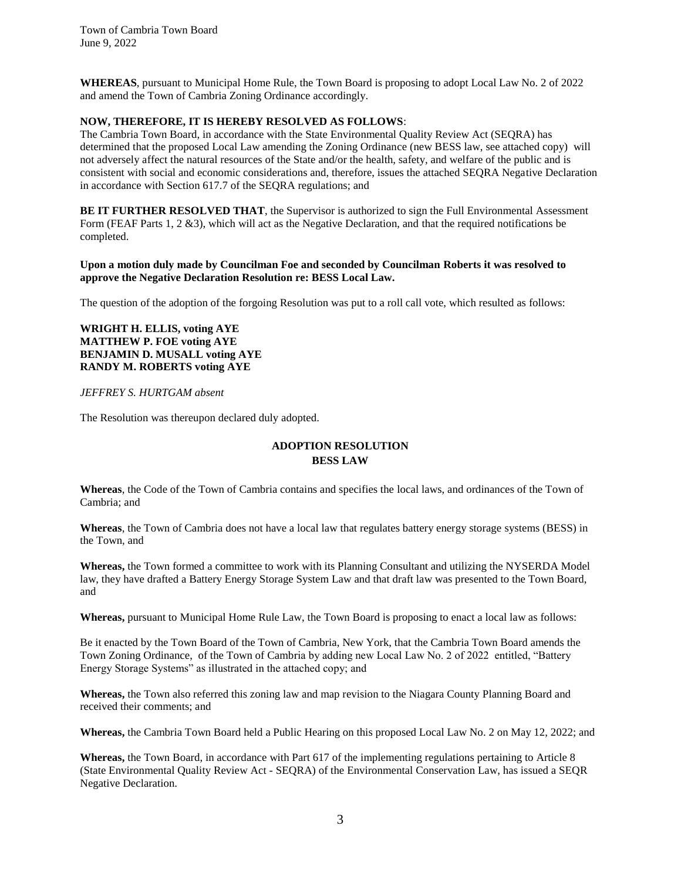**WHEREAS**, pursuant to Municipal Home Rule, the Town Board is proposing to adopt Local Law No. 2 of 2022 and amend the Town of Cambria Zoning Ordinance accordingly.

**NOW, THEREFORE, IT IS HEREBY RESOLVED AS FOLLOWS**:
The Cambria Town Board, in accordance with the State Environmental Quality Review Act (SEQRA) has determined that the proposed Local Law amending the Zoning Ordinance (new BESS law, see attached copy) will not adversely affect the natural resources of the State and/or the health, safety, and welfare of the public and is consistent with social and economic considerations and, therefore, issues the attached SEQRA Negative Declaration in accordance with Section 617.7 of the SEQRA regulations; and

**BE IT FURTHER RESOLVED THAT**, the Supervisor is authorized to sign the Full Environmental Assessment Form (FEAF Parts 1, 2 &3), which will act as the Negative Declaration, and that the required notifications be completed.

**Upon a motion duly made by Councilman Foe and seconded by Councilman Roberts it was resolved to approve the Negative Declaration Resolution re: BESS Local Law.**

The question of the adoption of the forgoing Resolution was put to a roll call vote, which resulted as follows:

**WRIGHT H. ELLIS, voting AYE**
**MATTHEW P. FOE voting AYE**
**BENJAMIN D. MUSALL voting AYE**
**RANDY M. ROBERTS voting AYE**

*JEFFREY S. HURTGAM absent*

The Resolution was thereupon declared duly adopted.

## ADOPTION RESOLUTION
## BESS LAW

**Whereas**, the Code of the Town of Cambria contains and specifies the local laws, and ordinances of the Town of Cambria; and

**Whereas**, the Town of Cambria does not have a local law that regulates battery energy storage systems (BESS) in the Town, and

**Whereas,** the Town formed a committee to work with its Planning Consultant and utilizing the NYSERDA Model law, they have drafted a Battery Energy Storage System Law and that draft law was presented to the Town Board, and

**Whereas,** pursuant to Municipal Home Rule Law, the Town Board is proposing to enact a local law as follows:

Be it enacted by the Town Board of the Town of Cambria, New York, that the Cambria Town Board amends the Town Zoning Ordinance, of the Town of Cambria by adding new Local Law No. 2 of 2022 entitled, "Battery Energy Storage Systems" as illustrated in the attached copy; and

**Whereas,** the Town also referred this zoning law and map revision to the Niagara County Planning Board and received their comments; and

**Whereas,** the Cambria Town Board held a Public Hearing on this proposed Local Law No. 2 on May 12, 2022; and

**Whereas,** the Town Board, in accordance with Part 617 of the implementing regulations pertaining to Article 8 (State Environmental Quality Review Act - SEQRA) of the Environmental Conservation Law, has issued a SEQR Negative Declaration.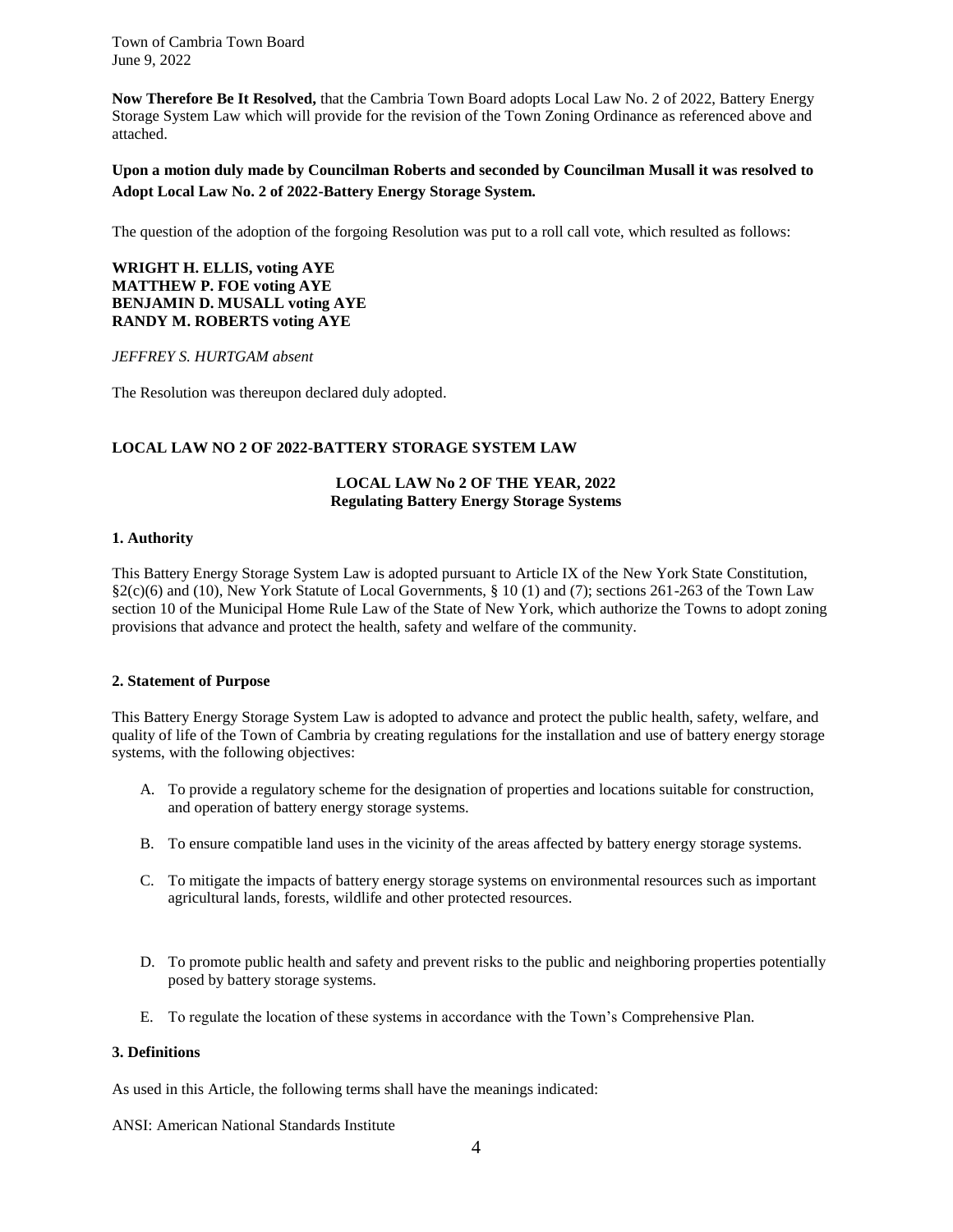**Now Therefore Be It Resolved,** that the Cambria Town Board adopts Local Law No. 2 of 2022, Battery Energy Storage System Law which will provide for the revision of the Town Zoning Ordinance as referenced above and attached.

**Upon a motion duly made by Councilman Roberts and seconded by Councilman Musall it was resolved to Adopt Local Law No. 2 of 2022-Battery Energy Storage System.**

The question of the adoption of the forgoing Resolution was put to a roll call vote, which resulted as follows:

**WRIGHT H. ELLIS, voting AYE**
**MATTHEW P. FOE voting AYE**
**BENJAMIN D. MUSALL voting AYE**
**RANDY M. ROBERTS voting AYE**

*JEFFREY S. HURTGAM absent*

The Resolution was thereupon declared duly adopted.

**LOCAL LAW NO 2 OF 2022-BATTERY STORAGE SYSTEM LAW**

**LOCAL LAW No 2 OF THE YEAR, 2022**
**Regulating Battery Energy Storage Systems**

**1. Authority**

This Battery Energy Storage System Law is adopted pursuant to Article IX of the New York State Constitution, §2(c)(6) and (10), New York Statute of Local Governments, § 10 (1) and (7); sections 261-263 of the Town Law section 10 of the Municipal Home Rule Law of the State of New York, which authorize the Towns to adopt zoning provisions that advance and protect the health, safety and welfare of the community.

**2. Statement of Purpose**

This Battery Energy Storage System Law is adopted to advance and protect the public health, safety, welfare, and quality of life of the Town of Cambria by creating regulations for the installation and use of battery energy storage systems, with the following objectives:

A. To provide a regulatory scheme for the designation of properties and locations suitable for construction, and operation of battery energy storage systems.

B. To ensure compatible land uses in the vicinity of the areas affected by battery energy storage systems.

C. To mitigate the impacts of battery energy storage systems on environmental resources such as important agricultural lands, forests, wildlife and other protected resources.

D. To promote public health and safety and prevent risks to the public and neighboring properties potentially posed by battery storage systems.

E. To regulate the location of these systems in accordance with the Town's Comprehensive Plan.

**3. Definitions**

As used in this Article, the following terms shall have the meanings indicated:

ANSI: American National Standards Institute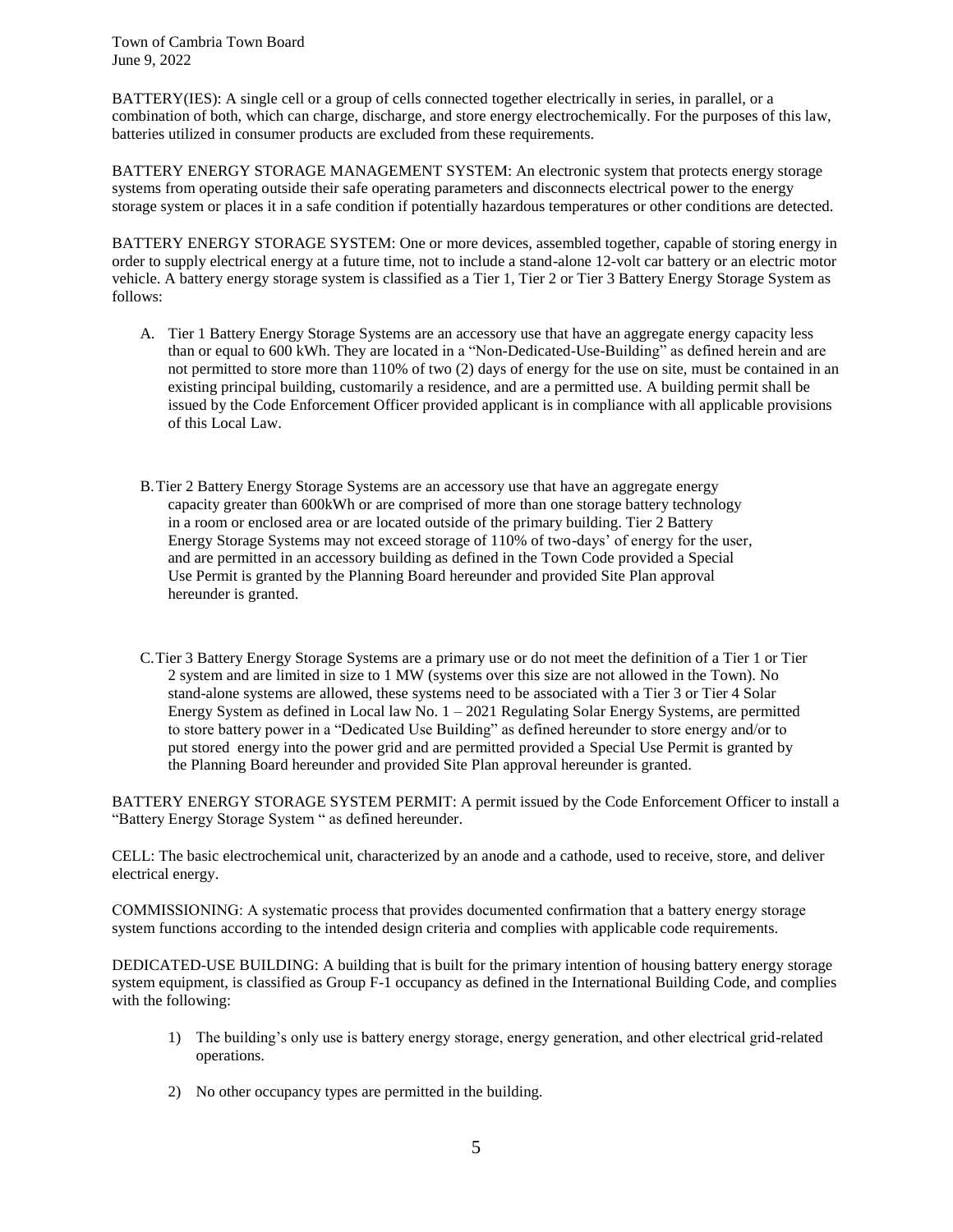BATTERY(IES): A single cell or a group of cells connected together electrically in series, in parallel, or a combination of both, which can charge, discharge, and store energy electrochemically. For the purposes of this law, batteries utilized in consumer products are excluded from these requirements.

BATTERY ENERGY STORAGE MANAGEMENT SYSTEM: An electronic system that protects energy storage systems from operating outside their safe operating parameters and disconnects electrical power to the energy storage system or places it in a safe condition if potentially hazardous temperatures or other conditions are detected.

BATTERY ENERGY STORAGE SYSTEM: One or more devices, assembled together, capable of storing energy in order to supply electrical energy at a future time, not to include a stand-alone 12-volt car battery or an electric motor vehicle. A battery energy storage system is classified as a Tier 1, Tier 2 or Tier 3 Battery Energy Storage System as follows:

A. Tier 1 Battery Energy Storage Systems are an accessory use that have an aggregate energy capacity less than or equal to 600 kWh. They are located in a "Non-Dedicated-Use-Building" as defined herein and are not permitted to store more than 110% of two (2) days of energy for the use on site, must be contained in an existing principal building, customarily a residence, and are a permitted use. A building permit shall be issued by the Code Enforcement Officer provided applicant is in compliance with all applicable provisions of this Local Law.

B. Tier 2 Battery Energy Storage Systems are an accessory use that have an aggregate energy capacity greater than 600kWh or are comprised of more than one storage battery technology in a room or enclosed area or are located outside of the primary building. Tier 2 Battery Energy Storage Systems may not exceed storage of 110% of two-days' of energy for the user, and are permitted in an accessory building as defined in the Town Code provided a Special Use Permit is granted by the Planning Board hereunder and provided Site Plan approval hereunder is granted.

C. Tier 3 Battery Energy Storage Systems are a primary use or do not meet the definition of a Tier 1 or Tier 2 system and are limited in size to 1 MW (systems over this size are not allowed in the Town). No stand-alone systems are allowed, these systems need to be associated with a Tier 3 or Tier 4 Solar Energy System as defined in Local law No. 1 – 2021 Regulating Solar Energy Systems, are permitted to store battery power in a "Dedicated Use Building" as defined hereunder to store energy and/or to put stored energy into the power grid and are permitted provided a Special Use Permit is granted by the Planning Board hereunder and provided Site Plan approval hereunder is granted.

BATTERY ENERGY STORAGE SYSTEM PERMIT: A permit issued by the Code Enforcement Officer to install a "Battery Energy Storage System " as defined hereunder.

CELL: The basic electrochemical unit, characterized by an anode and a cathode, used to receive, store, and deliver electrical energy.

COMMISSIONING: A systematic process that provides documented confirmation that a battery energy storage system functions according to the intended design criteria and complies with applicable code requirements.

DEDICATED-USE BUILDING: A building that is built for the primary intention of housing battery energy storage system equipment, is classified as Group F-1 occupancy as defined in the International Building Code, and complies with the following:

1) The building's only use is battery energy storage, energy generation, and other electrical grid-related operations.

2) No other occupancy types are permitted in the building.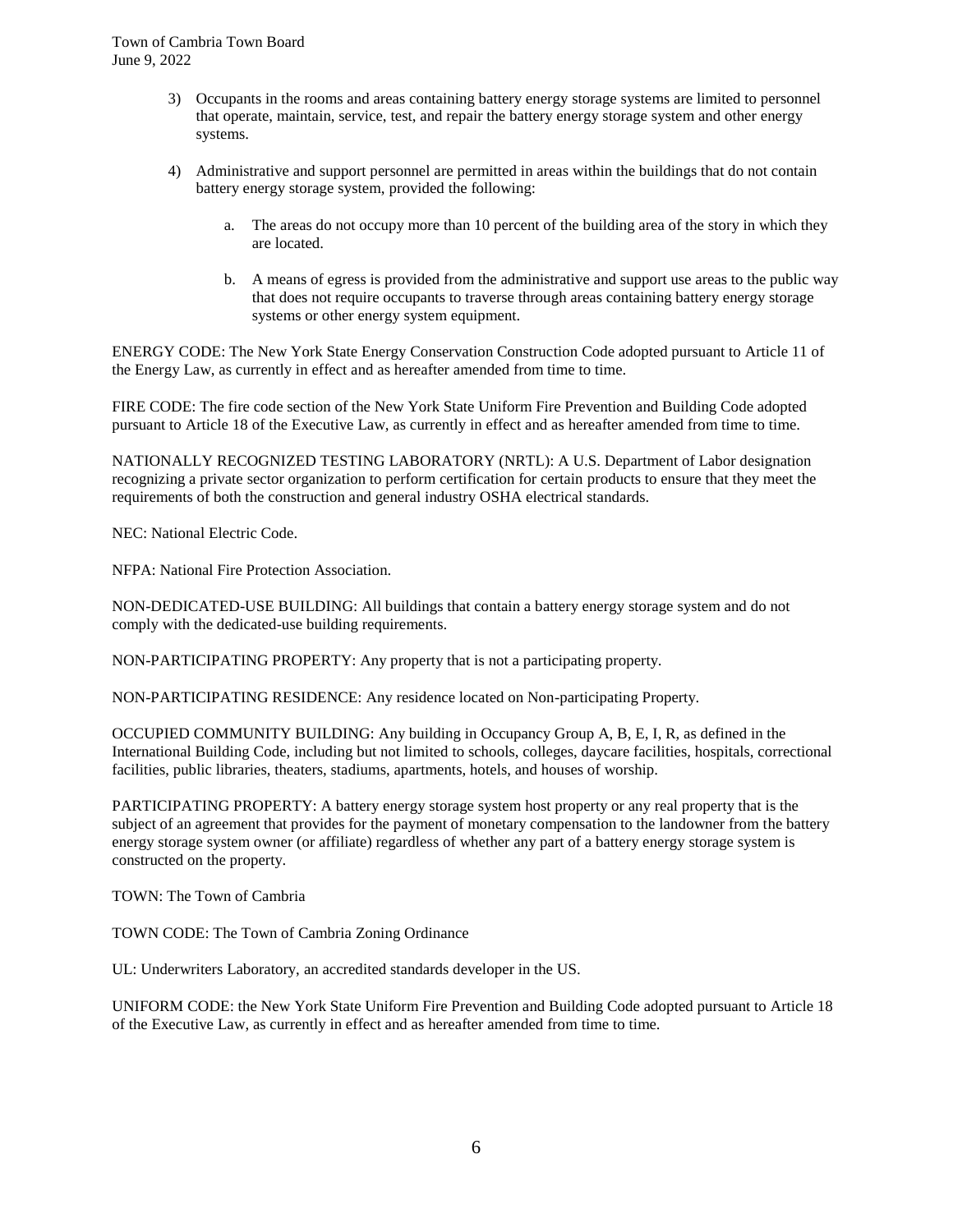3) Occupants in the rooms and areas containing battery energy storage systems are limited to personnel that operate, maintain, service, test, and repair the battery energy storage system and other energy systems.

4) Administrative and support personnel are permitted in areas within the buildings that do not contain battery energy storage system, provided the following:

   a. The areas do not occupy more than 10 percent of the building area of the story in which they are located.

   b. A means of egress is provided from the administrative and support use areas to the public way that does not require occupants to traverse through areas containing battery energy storage systems or other energy system equipment.

ENERGY CODE: The New York State Energy Conservation Construction Code adopted pursuant to Article 11 of the Energy Law, as currently in effect and as hereafter amended from time to time.

FIRE CODE: The fire code section of the New York State Uniform Fire Prevention and Building Code adopted pursuant to Article 18 of the Executive Law, as currently in effect and as hereafter amended from time to time.

NATIONALLY RECOGNIZED TESTING LABORATORY (NRTL): A U.S. Department of Labor designation recognizing a private sector organization to perform certification for certain products to ensure that they meet the requirements of both the construction and general industry OSHA electrical standards.

NEC: National Electric Code.

NFPA: National Fire Protection Association.

NON-DEDICATED-USE BUILDING: All buildings that contain a battery energy storage system and do not comply with the dedicated-use building requirements.

NON-PARTICIPATING PROPERTY: Any property that is not a participating property.

NON-PARTICIPATING RESIDENCE: Any residence located on Non-participating Property.

OCCUPIED COMMUNITY BUILDING: Any building in Occupancy Group A, B, E, I, R, as defined in the International Building Code, including but not limited to schools, colleges, daycare facilities, hospitals, correctional facilities, public libraries, theaters, stadiums, apartments, hotels, and houses of worship.

PARTICIPATING PROPERTY: A battery energy storage system host property or any real property that is the subject of an agreement that provides for the payment of monetary compensation to the landowner from the battery energy storage system owner (or affiliate) regardless of whether any part of a battery energy storage system is constructed on the property.

TOWN: The Town of Cambria

TOWN CODE: The Town of Cambria Zoning Ordinance

UL: Underwriters Laboratory, an accredited standards developer in the US.

UNIFORM CODE: the New York State Uniform Fire Prevention and Building Code adopted pursuant to Article 18 of the Executive Law, as currently in effect and as hereafter amended from time to time.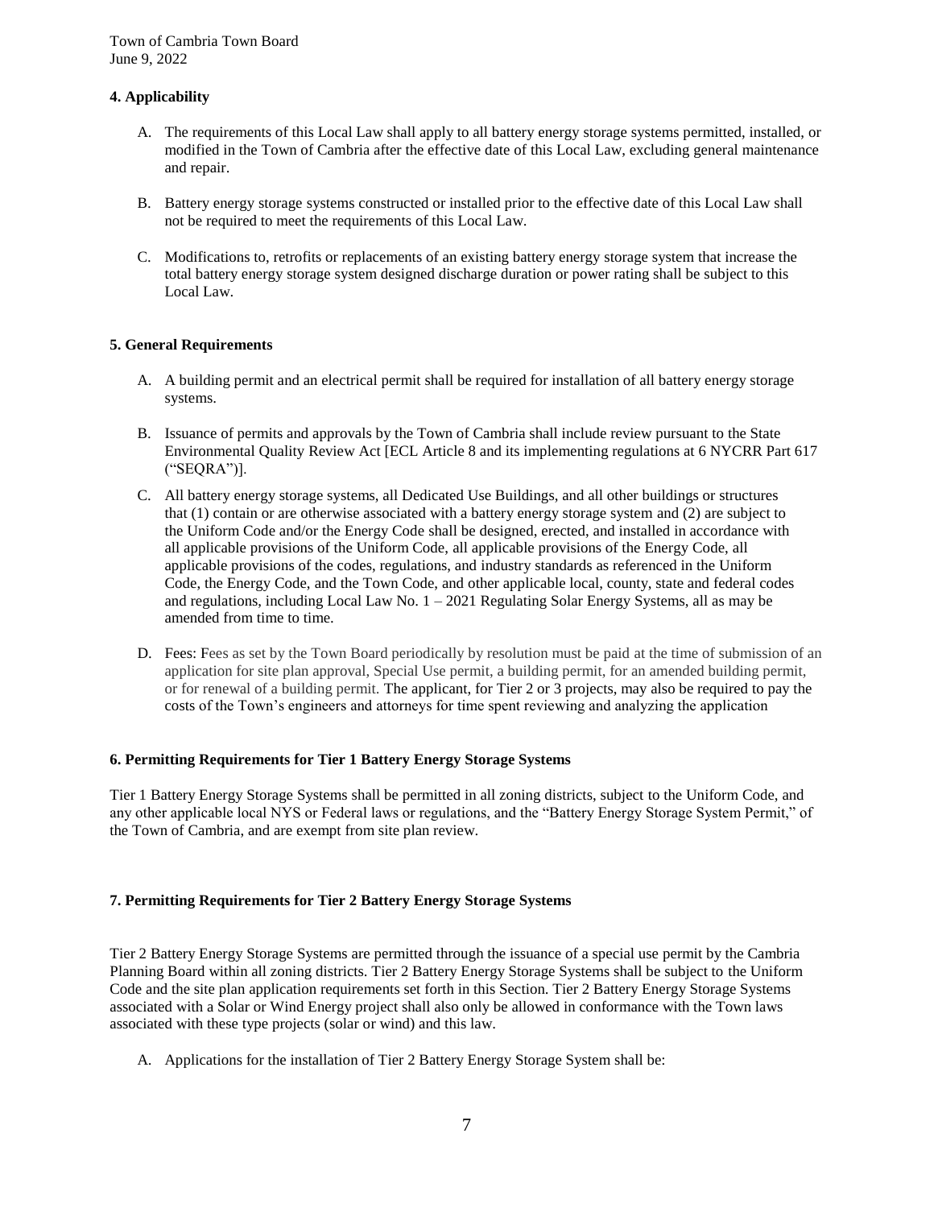### 4. Applicability

A. The requirements of this Local Law shall apply to all battery energy storage systems permitted, installed, or modified in the Town of Cambria after the effective date of this Local Law, excluding general maintenance and repair.

B. Battery energy storage systems constructed or installed prior to the effective date of this Local Law shall not be required to meet the requirements of this Local Law.

C. Modifications to, retrofits or replacements of an existing battery energy storage system that increase the total battery energy storage system designed discharge duration or power rating shall be subject to this Local Law.

### 5. General Requirements

A. A building permit and an electrical permit shall be required for installation of all battery energy storage systems.

B. Issuance of permits and approvals by the Town of Cambria shall include review pursuant to the State Environmental Quality Review Act [ECL Article 8 and its implementing regulations at 6 NYCRR Part 617 ("SEQRA")].

C. All battery energy storage systems, all Dedicated Use Buildings, and all other buildings or structures that (1) contain or are otherwise associated with a battery energy storage system and (2) are subject to the Uniform Code and/or the Energy Code shall be designed, erected, and installed in accordance with all applicable provisions of the Uniform Code, all applicable provisions of the Energy Code, all applicable provisions of the codes, regulations, and industry standards as referenced in the Uniform Code, the Energy Code, and the Town Code, and other applicable local, county, state and federal codes and regulations, including Local Law No. 1 – 2021 Regulating Solar Energy Systems, all as may be amended from time to time.

D. Fees: Fees as set by the Town Board periodically by resolution must be paid at the time of submission of an application for site plan approval, Special Use permit, a building permit, for an amended building permit, or for renewal of a building permit. The applicant, for Tier 2 or 3 projects, may also be required to pay the costs of the Town's engineers and attorneys for time spent reviewing and analyzing the application

### 6. Permitting Requirements for Tier 1 Battery Energy Storage Systems

Tier 1 Battery Energy Storage Systems shall be permitted in all zoning districts, subject to the Uniform Code, and any other applicable local NYS or Federal laws or regulations, and the "Battery Energy Storage System Permit," of the Town of Cambria, and are exempt from site plan review.

### 7. Permitting Requirements for Tier 2 Battery Energy Storage Systems

Tier 2 Battery Energy Storage Systems are permitted through the issuance of a special use permit by the Cambria Planning Board within all zoning districts. Tier 2 Battery Energy Storage Systems shall be subject to the Uniform Code and the site plan application requirements set forth in this Section. Tier 2 Battery Energy Storage Systems associated with a Solar or Wind Energy project shall also only be allowed in conformance with the Town laws associated with these type projects (solar or wind) and this law.

A. Applications for the installation of Tier 2 Battery Energy Storage System shall be: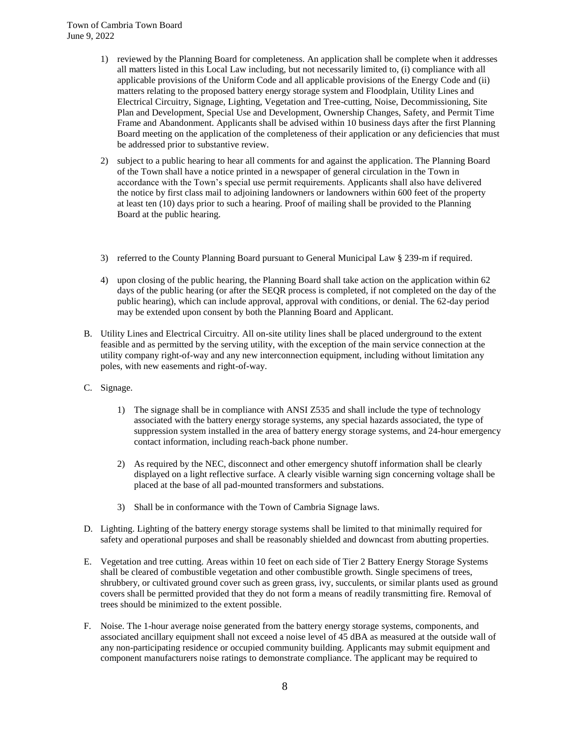1) reviewed by the Planning Board for completeness. An application shall be complete when it addresses all matters listed in this Local Law including, but not necessarily limited to, (i) compliance with all applicable provisions of the Uniform Code and all applicable provisions of the Energy Code and (ii) matters relating to the proposed battery energy storage system and Floodplain, Utility Lines and Electrical Circuitry, Signage, Lighting, Vegetation and Tree-cutting, Noise, Decommissioning, Site Plan and Development, Special Use and Development, Ownership Changes, Safety, and Permit Time Frame and Abandonment. Applicants shall be advised within 10 business days after the first Planning Board meeting on the application of the completeness of their application or any deficiencies that must be addressed prior to substantive review.

2) subject to a public hearing to hear all comments for and against the application. The Planning Board of the Town shall have a notice printed in a newspaper of general circulation in the Town in accordance with the Town's special use permit requirements. Applicants shall also have delivered the notice by first class mail to adjoining landowners or landowners within 600 feet of the property at least ten (10) days prior to such a hearing. Proof of mailing shall be provided to the Planning Board at the public hearing.

3) referred to the County Planning Board pursuant to General Municipal Law § 239-m if required.

4) upon closing of the public hearing, the Planning Board shall take action on the application within 62 days of the public hearing (or after the SEQR process is completed, if not completed on the day of the public hearing), which can include approval, approval with conditions, or denial. The 62-day period may be extended upon consent by both the Planning Board and Applicant.

B. Utility Lines and Electrical Circuitry. All on-site utility lines shall be placed underground to the extent feasible and as permitted by the serving utility, with the exception of the main service connection at the utility company right-of-way and any new interconnection equipment, including without limitation any poles, with new easements and right-of-way.

C. Signage.

1) The signage shall be in compliance with ANSI Z535 and shall include the type of technology associated with the battery energy storage systems, any special hazards associated, the type of suppression system installed in the area of battery energy storage systems, and 24-hour emergency contact information, including reach-back phone number.

2) As required by the NEC, disconnect and other emergency shutoff information shall be clearly displayed on a light reflective surface. A clearly visible warning sign concerning voltage shall be placed at the base of all pad-mounted transformers and substations.

3) Shall be in conformance with the Town of Cambria Signage laws.

D. Lighting. Lighting of the battery energy storage systems shall be limited to that minimally required for safety and operational purposes and shall be reasonably shielded and downcast from abutting properties.

E. Vegetation and tree cutting. Areas within 10 feet on each side of Tier 2 Battery Energy Storage Systems shall be cleared of combustible vegetation and other combustible growth. Single specimens of trees, shrubbery, or cultivated ground cover such as green grass, ivy, succulents, or similar plants used as ground covers shall be permitted provided that they do not form a means of readily transmitting fire. Removal of trees should be minimized to the extent possible.

F. Noise. The 1-hour average noise generated from the battery energy storage systems, components, and associated ancillary equipment shall not exceed a noise level of 45 dBA as measured at the outside wall of any non-participating residence or occupied community building. Applicants may submit equipment and component manufacturers noise ratings to demonstrate compliance. The applicant may be required to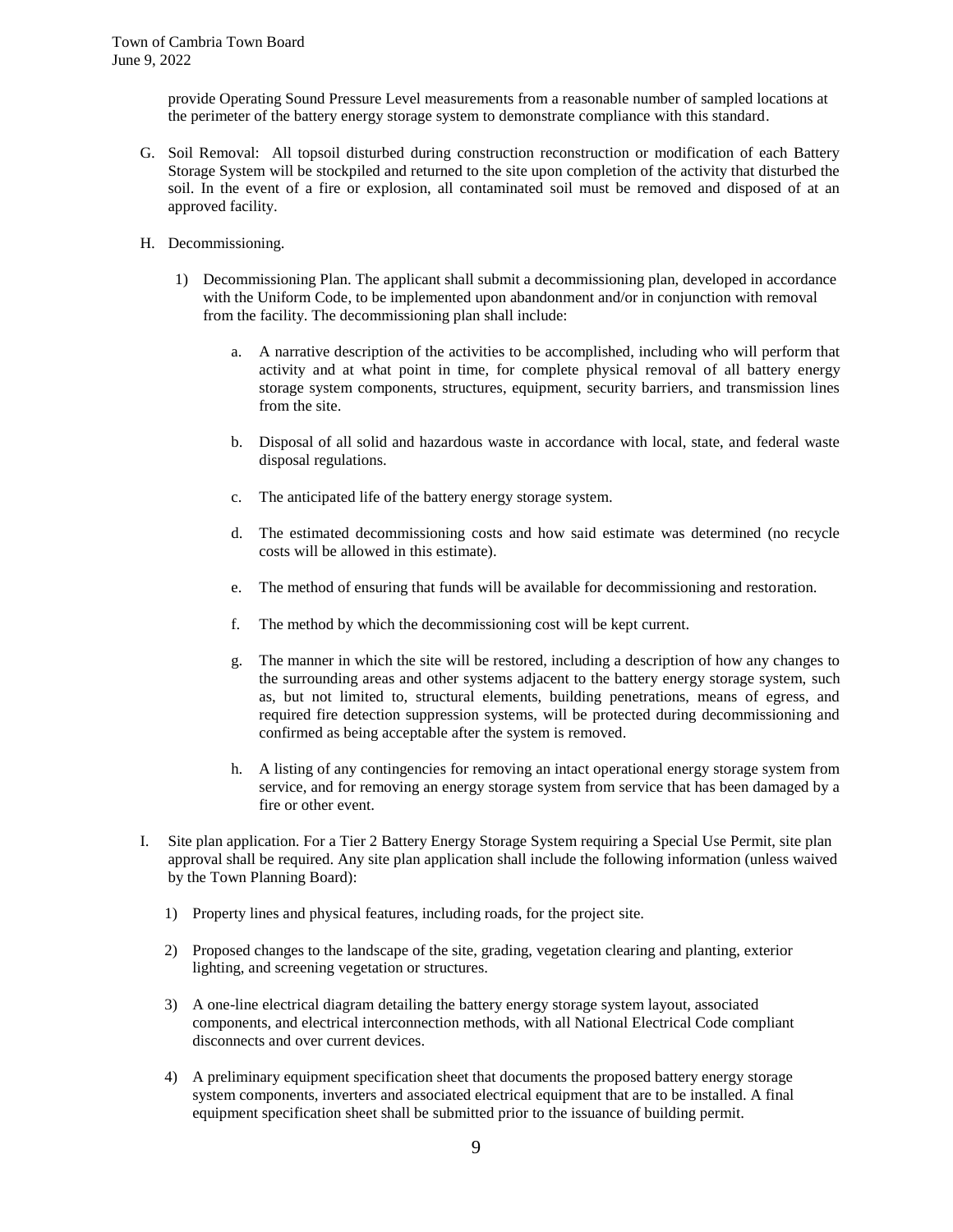provide Operating Sound Pressure Level measurements from a reasonable number of sampled locations at the perimeter of the battery energy storage system to demonstrate compliance with this standard.

G. Soil Removal: All topsoil disturbed during construction reconstruction or modification of each Battery Storage System will be stockpiled and returned to the site upon completion of the activity that disturbed the soil. In the event of a fire or explosion, all contaminated soil must be removed and disposed of at an approved facility.

H. Decommissioning.

1) Decommissioning Plan. The applicant shall submit a decommissioning plan, developed in accordance with the Uniform Code, to be implemented upon abandonment and/or in conjunction with removal from the facility. The decommissioning plan shall include:

   a. A narrative description of the activities to be accomplished, including who will perform that activity and at what point in time, for complete physical removal of all battery energy storage system components, structures, equipment, security barriers, and transmission lines from the site.

   b. Disposal of all solid and hazardous waste in accordance with local, state, and federal waste disposal regulations.

   c. The anticipated life of the battery energy storage system.

   d. The estimated decommissioning costs and how said estimate was determined (no recycle costs will be allowed in this estimate).

   e. The method of ensuring that funds will be available for decommissioning and restoration.

   f. The method by which the decommissioning cost will be kept current.

   g. The manner in which the site will be restored, including a description of how any changes to the surrounding areas and other systems adjacent to the battery energy storage system, such as, but not limited to, structural elements, building penetrations, means of egress, and required fire detection suppression systems, will be protected during decommissioning and confirmed as being acceptable after the system is removed.

   h. A listing of any contingencies for removing an intact operational energy storage system from service, and for removing an energy storage system from service that has been damaged by a fire or other event.

I. Site plan application. For a Tier 2 Battery Energy Storage System requiring a Special Use Permit, site plan approval shall be required. Any site plan application shall include the following information (unless waived by the Town Planning Board):

1) Property lines and physical features, including roads, for the project site.

2) Proposed changes to the landscape of the site, grading, vegetation clearing and planting, exterior lighting, and screening vegetation or structures.

3) A one-line electrical diagram detailing the battery energy storage system layout, associated components, and electrical interconnection methods, with all National Electrical Code compliant disconnects and over current devices.

4) A preliminary equipment specification sheet that documents the proposed battery energy storage system components, inverters and associated electrical equipment that are to be installed. A final equipment specification sheet shall be submitted prior to the issuance of building permit.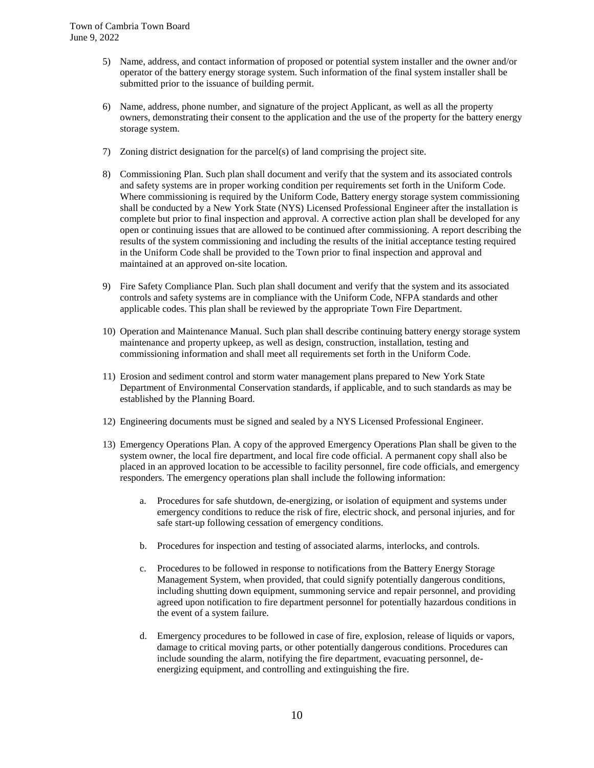5) Name, address, and contact information of proposed or potential system installer and the owner and/or operator of the battery energy storage system. Such information of the final system installer shall be submitted prior to the issuance of building permit.

6) Name, address, phone number, and signature of the project Applicant, as well as all the property owners, demonstrating their consent to the application and the use of the property for the battery energy storage system.

7) Zoning district designation for the parcel(s) of land comprising the project site.

8) Commissioning Plan. Such plan shall document and verify that the system and its associated controls and safety systems are in proper working condition per requirements set forth in the Uniform Code. Where commissioning is required by the Uniform Code, Battery energy storage system commissioning shall be conducted by a New York State (NYS) Licensed Professional Engineer after the installation is complete but prior to final inspection and approval. A corrective action plan shall be developed for any open or continuing issues that are allowed to be continued after commissioning. A report describing the results of the system commissioning and including the results of the initial acceptance testing required in the Uniform Code shall be provided to the Town prior to final inspection and approval and maintained at an approved on-site location.

9) Fire Safety Compliance Plan. Such plan shall document and verify that the system and its associated controls and safety systems are in compliance with the Uniform Code, NFPA standards and other applicable codes. This plan shall be reviewed by the appropriate Town Fire Department.

10) Operation and Maintenance Manual. Such plan shall describe continuing battery energy storage system maintenance and property upkeep, as well as design, construction, installation, testing and commissioning information and shall meet all requirements set forth in the Uniform Code.

11) Erosion and sediment control and storm water management plans prepared to New York State Department of Environmental Conservation standards, if applicable, and to such standards as may be established by the Planning Board.

12) Engineering documents must be signed and sealed by a NYS Licensed Professional Engineer.

13) Emergency Operations Plan. A copy of the approved Emergency Operations Plan shall be given to the system owner, the local fire department, and local fire code official. A permanent copy shall also be placed in an approved location to be accessible to facility personnel, fire code officials, and emergency responders. The emergency operations plan shall include the following information:

    a. Procedures for safe shutdown, de-energizing, or isolation of equipment and systems under emergency conditions to reduce the risk of fire, electric shock, and personal injuries, and for safe start-up following cessation of emergency conditions.

    b. Procedures for inspection and testing of associated alarms, interlocks, and controls.

    c. Procedures to be followed in response to notifications from the Battery Energy Storage Management System, when provided, that could signify potentially dangerous conditions, including shutting down equipment, summoning service and repair personnel, and providing agreed upon notification to fire department personnel for potentially hazardous conditions in the event of a system failure.

    d. Emergency procedures to be followed in case of fire, explosion, release of liquids or vapors, damage to critical moving parts, or other potentially dangerous conditions. Procedures can include sounding the alarm, notifying the fire department, evacuating personnel, de-energizing equipment, and controlling and extinguishing the fire.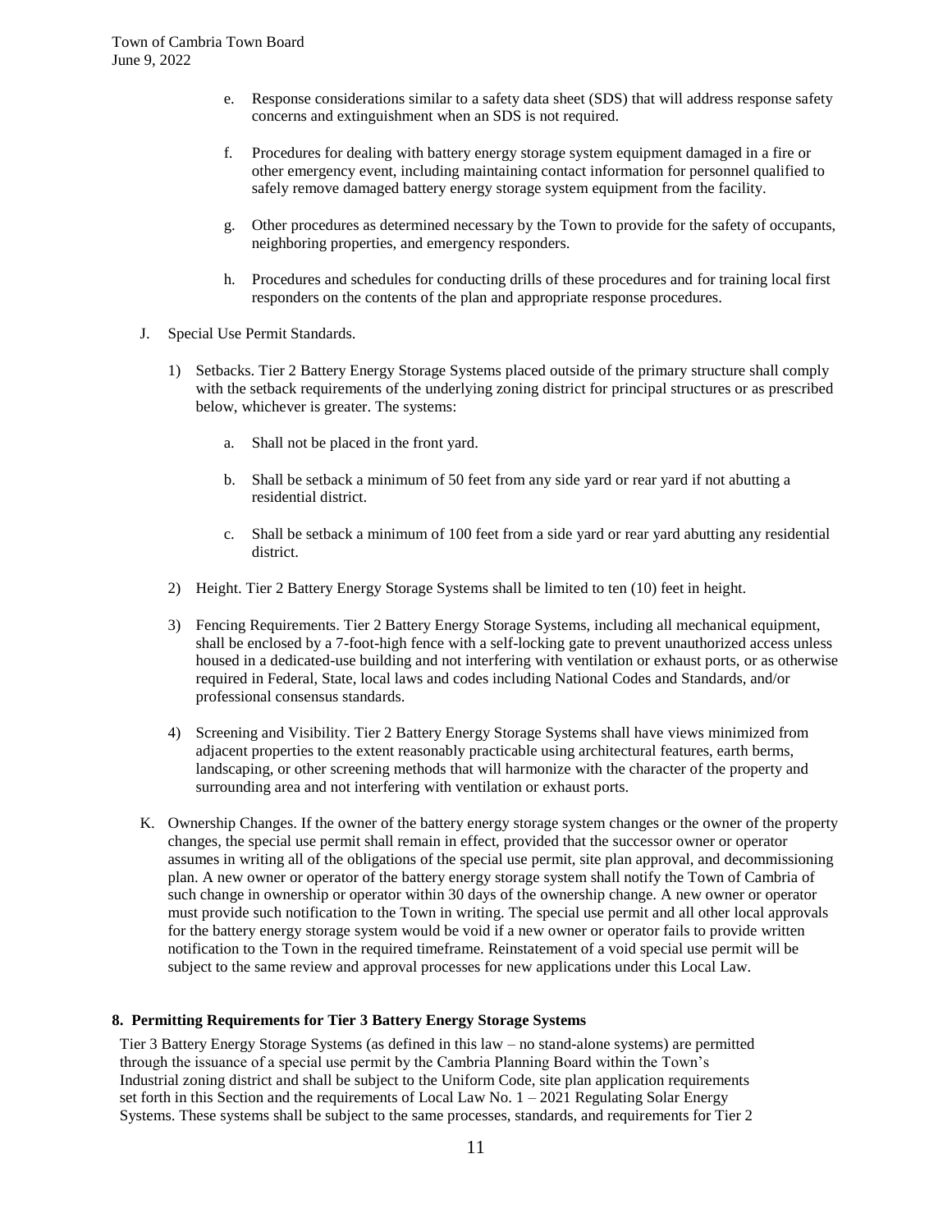e. Response considerations similar to a safety data sheet (SDS) that will address response safety concerns and extinguishment when an SDS is not required.

f. Procedures for dealing with battery energy storage system equipment damaged in a fire or other emergency event, including maintaining contact information for personnel qualified to safely remove damaged battery energy storage system equipment from the facility.

g. Other procedures as determined necessary by the Town to provide for the safety of occupants, neighboring properties, and emergency responders.

h. Procedures and schedules for conducting drills of these procedures and for training local first responders on the contents of the plan and appropriate response procedures.

J. Special Use Permit Standards.

1) Setbacks. Tier 2 Battery Energy Storage Systems placed outside of the primary structure shall comply with the setback requirements of the underlying zoning district for principal structures or as prescribed below, whichever is greater. The systems:

   a. Shall not be placed in the front yard.

   b. Shall be setback a minimum of 50 feet from any side yard or rear yard if not abutting a residential district.

   c. Shall be setback a minimum of 100 feet from a side yard or rear yard abutting any residential district.

2) Height. Tier 2 Battery Energy Storage Systems shall be limited to ten (10) feet in height.

3) Fencing Requirements. Tier 2 Battery Energy Storage Systems, including all mechanical equipment, shall be enclosed by a 7-foot-high fence with a self-locking gate to prevent unauthorized access unless housed in a dedicated-use building and not interfering with ventilation or exhaust ports, or as otherwise required in Federal, State, local laws and codes including National Codes and Standards, and/or professional consensus standards.

4) Screening and Visibility. Tier 2 Battery Energy Storage Systems shall have views minimized from adjacent properties to the extent reasonably practicable using architectural features, earth berms, landscaping, or other screening methods that will harmonize with the character of the property and surrounding area and not interfering with ventilation or exhaust ports.

K. Ownership Changes. If the owner of the battery energy storage system changes or the owner of the property changes, the special use permit shall remain in effect, provided that the successor owner or operator assumes in writing all of the obligations of the special use permit, site plan approval, and decommissioning plan. A new owner or operator of the battery energy storage system shall notify the Town of Cambria of such change in ownership or operator within 30 days of the ownership change. A new owner or operator must provide such notification to the Town in writing. The special use permit and all other local approvals for the battery energy storage system would be void if a new owner or operator fails to provide written notification to the Town in the required timeframe. Reinstatement of a void special use permit will be subject to the same review and approval processes for new applications under this Local Law.

**8. Permitting Requirements for Tier 3 Battery Energy Storage Systems**

Tier 3 Battery Energy Storage Systems (as defined in this law – no stand-alone systems) are permitted through the issuance of a special use permit by the Cambria Planning Board within the Town's Industrial zoning district and shall be subject to the Uniform Code, site plan application requirements set forth in this Section and the requirements of Local Law No. 1 – 2021 Regulating Solar Energy Systems. These systems shall be subject to the same processes, standards, and requirements for Tier 2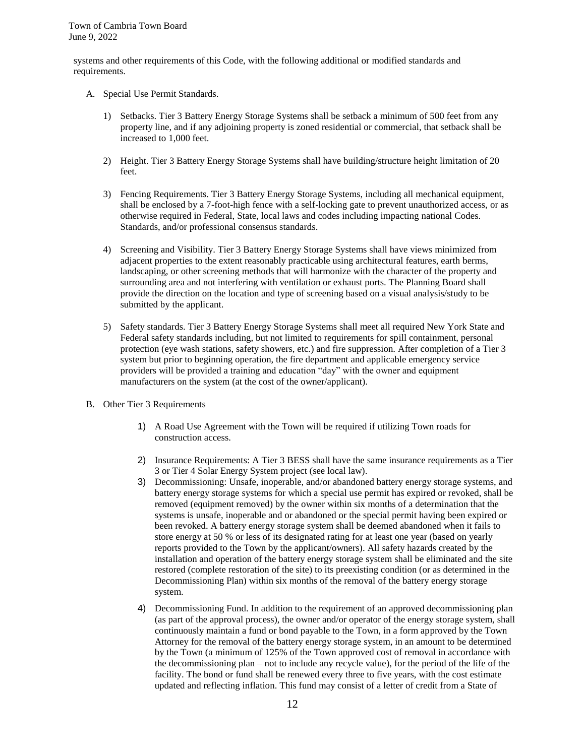systems and other requirements of this Code, with the following additional or modified standards and requirements.

A. Special Use Permit Standards.

   1) Setbacks. Tier 3 Battery Energy Storage Systems shall be setback a minimum of 500 feet from any property line, and if any adjoining property is zoned residential or commercial, that setback shall be increased to 1,000 feet.

   2) Height. Tier 3 Battery Energy Storage Systems shall have building/structure height limitation of 20 feet.

   3) Fencing Requirements. Tier 3 Battery Energy Storage Systems, including all mechanical equipment, shall be enclosed by a 7-foot-high fence with a self-locking gate to prevent unauthorized access, or as otherwise required in Federal, State, local laws and codes including impacting national Codes. Standards, and/or professional consensus standards.

   4) Screening and Visibility. Tier 3 Battery Energy Storage Systems shall have views minimized from adjacent properties to the extent reasonably practicable using architectural features, earth berms, landscaping, or other screening methods that will harmonize with the character of the property and surrounding area and not interfering with ventilation or exhaust ports. The Planning Board shall provide the direction on the location and type of screening based on a visual analysis/study to be submitted by the applicant.

   5) Safety standards. Tier 3 Battery Energy Storage Systems shall meet all required New York State and Federal safety standards including, but not limited to requirements for spill containment, personal protection (eye wash stations, safety showers, etc.) and fire suppression. After completion of a Tier 3 system but prior to beginning operation, the fire department and applicable emergency service providers will be provided a training and education "day" with the owner and equipment manufacturers on the system (at the cost of the owner/applicant).

B. Other Tier 3 Requirements

   1) A Road Use Agreement with the Town will be required if utilizing Town roads for construction access.

   2) Insurance Requirements: A Tier 3 BESS shall have the same insurance requirements as a Tier 3 or Tier 4 Solar Energy System project (see local law).

   3) Decommissioning: Unsafe, inoperable, and/or abandoned battery energy storage systems, and battery energy storage systems for which a special use permit has expired or revoked, shall be removed (equipment removed) by the owner within six months of a determination that the systems is unsafe, inoperable and or abandoned or the special permit having been expired or been revoked. A battery energy storage system shall be deemed abandoned when it fails to store energy at 50 % or less of its designated rating for at least one year (based on yearly reports provided to the Town by the applicant/owners). All safety hazards created by the installation and operation of the battery energy storage system shall be eliminated and the site restored (complete restoration of the site) to its preexisting condition (or as determined in the Decommissioning Plan) within six months of the removal of the battery energy storage system.

   4) Decommissioning Fund. In addition to the requirement of an approved decommissioning plan (as part of the approval process), the owner and/or operator of the energy storage system, shall continuously maintain a fund or bond payable to the Town, in a form approved by the Town Attorney for the removal of the battery energy storage system, in an amount to be determined by the Town (a minimum of 125% of the Town approved cost of removal in accordance with the decommissioning plan – not to include any recycle value), for the period of the life of the facility. The bond or fund shall be renewed every three to five years, with the cost estimate updated and reflecting inflation. This fund may consist of a letter of credit from a State of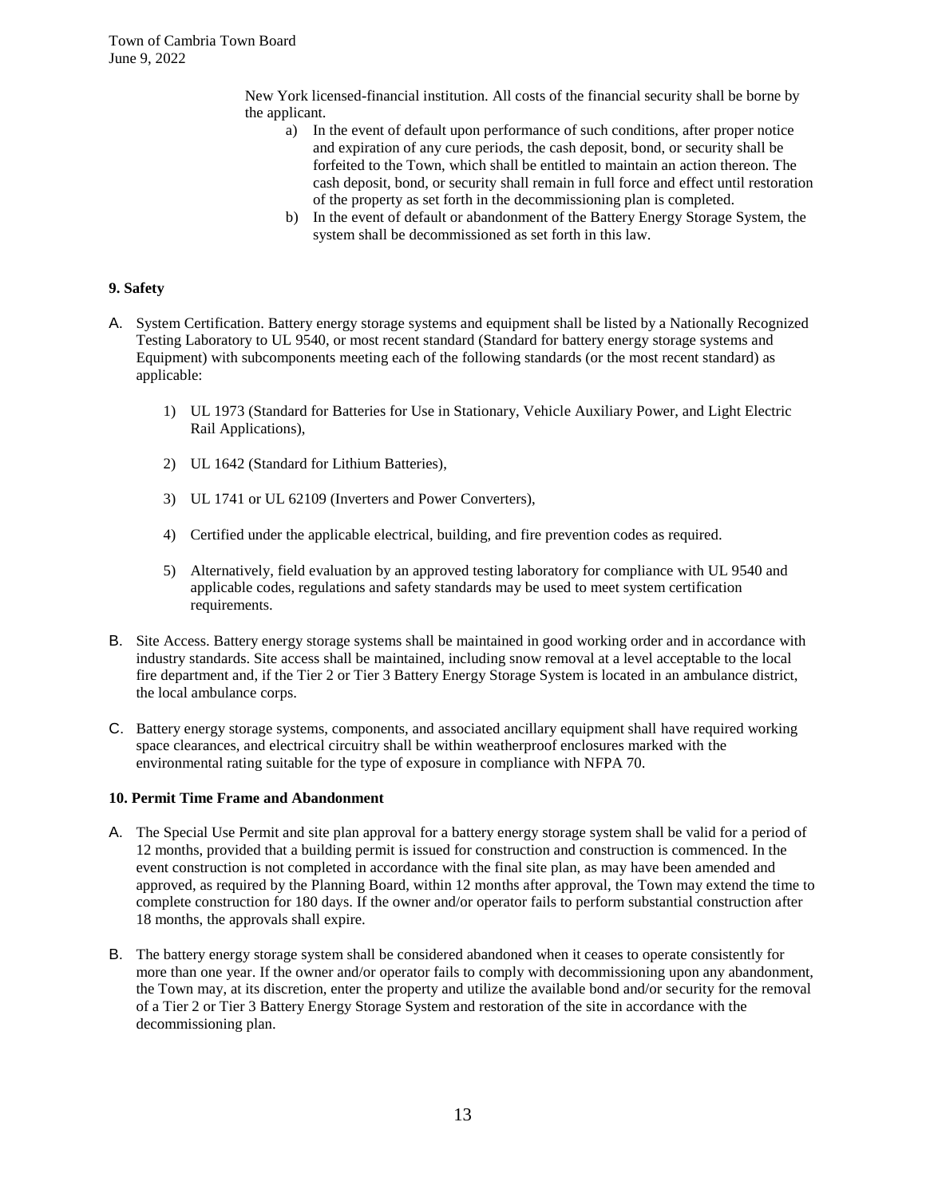New York licensed-financial institution. All costs of the financial security shall be borne by the applicant.

a) In the event of default upon performance of such conditions, after proper notice and expiration of any cure periods, the cash deposit, bond, or security shall be forfeited to the Town, which shall be entitled to maintain an action thereon. The cash deposit, bond, or security shall remain in full force and effect until restoration of the property as set forth in the decommissioning plan is completed.

b) In the event of default or abandonment of the Battery Energy Storage System, the system shall be decommissioned as set forth in this law.

**9. Safety**

A. System Certification. Battery energy storage systems and equipment shall be listed by a Nationally Recognized Testing Laboratory to UL 9540, or most recent standard (Standard for battery energy storage systems and Equipment) with subcomponents meeting each of the following standards (or the most recent standard) as applicable:

1) UL 1973 (Standard for Batteries for Use in Stationary, Vehicle Auxiliary Power, and Light Electric Rail Applications),

2) UL 1642 (Standard for Lithium Batteries),

3) UL 1741 or UL 62109 (Inverters and Power Converters),

4) Certified under the applicable electrical, building, and fire prevention codes as required.

5) Alternatively, field evaluation by an approved testing laboratory for compliance with UL 9540 and applicable codes, regulations and safety standards may be used to meet system certification requirements.

B. Site Access. Battery energy storage systems shall be maintained in good working order and in accordance with industry standards. Site access shall be maintained, including snow removal at a level acceptable to the local fire department and, if the Tier 2 or Tier 3 Battery Energy Storage System is located in an ambulance district, the local ambulance corps.

C. Battery energy storage systems, components, and associated ancillary equipment shall have required working space clearances, and electrical circuitry shall be within weatherproof enclosures marked with the environmental rating suitable for the type of exposure in compliance with NFPA 70.

**10. Permit Time Frame and Abandonment**

A. The Special Use Permit and site plan approval for a battery energy storage system shall be valid for a period of 12 months, provided that a building permit is issued for construction and construction is commenced. In the event construction is not completed in accordance with the final site plan, as may have been amended and approved, as required by the Planning Board, within 12 months after approval, the Town may extend the time to complete construction for 180 days. If the owner and/or operator fails to perform substantial construction after 18 months, the approvals shall expire.

B. The battery energy storage system shall be considered abandoned when it ceases to operate consistently for more than one year. If the owner and/or operator fails to comply with decommissioning upon any abandonment, the Town may, at its discretion, enter the property and utilize the available bond and/or security for the removal of a Tier 2 or Tier 3 Battery Energy Storage System and restoration of the site in accordance with the decommissioning plan.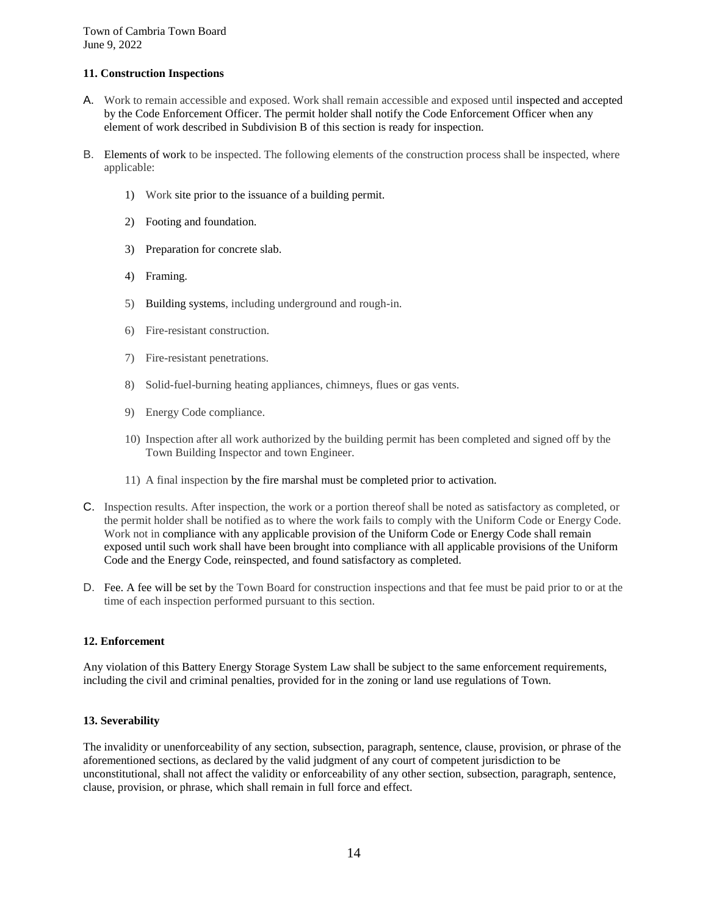### 11. Construction Inspections

A. Work to remain accessible and exposed. Work shall remain accessible and exposed until inspected and accepted by the Code Enforcement Officer. The permit holder shall notify the Code Enforcement Officer when any element of work described in Subdivision B of this section is ready for inspection.

B. Elements of work to be inspected. The following elements of the construction process shall be inspected, where applicable:

1) Work site prior to the issuance of a building permit.

2) Footing and foundation.

3) Preparation for concrete slab.

4) Framing.

5) Building systems, including underground and rough-in.

6) Fire-resistant construction.

7) Fire-resistant penetrations.

8) Solid-fuel-burning heating appliances, chimneys, flues or gas vents.

9) Energy Code compliance.

10) Inspection after all work authorized by the building permit has been completed and signed off by the Town Building Inspector and town Engineer.

11) A final inspection by the fire marshal must be completed prior to activation.

C. Inspection results. After inspection, the work or a portion thereof shall be noted as satisfactory as completed, or the permit holder shall be notified as to where the work fails to comply with the Uniform Code or Energy Code. Work not in compliance with any applicable provision of the Uniform Code or Energy Code shall remain exposed until such work shall have been brought into compliance with all applicable provisions of the Uniform Code and the Energy Code, reinspected, and found satisfactory as completed.

D. Fee. A fee will be set by the Town Board for construction inspections and that fee must be paid prior to or at the time of each inspection performed pursuant to this section.

### 12. Enforcement

Any violation of this Battery Energy Storage System Law shall be subject to the same enforcement requirements, including the civil and criminal penalties, provided for in the zoning or land use regulations of Town.

### 13. Severability

The invalidity or unenforceability of any section, subsection, paragraph, sentence, clause, provision, or phrase of the aforementioned sections, as declared by the valid judgment of any court of competent jurisdiction to be unconstitutional, shall not affect the validity or enforceability of any other section, subsection, paragraph, sentence, clause, provision, or phrase, which shall remain in full force and effect.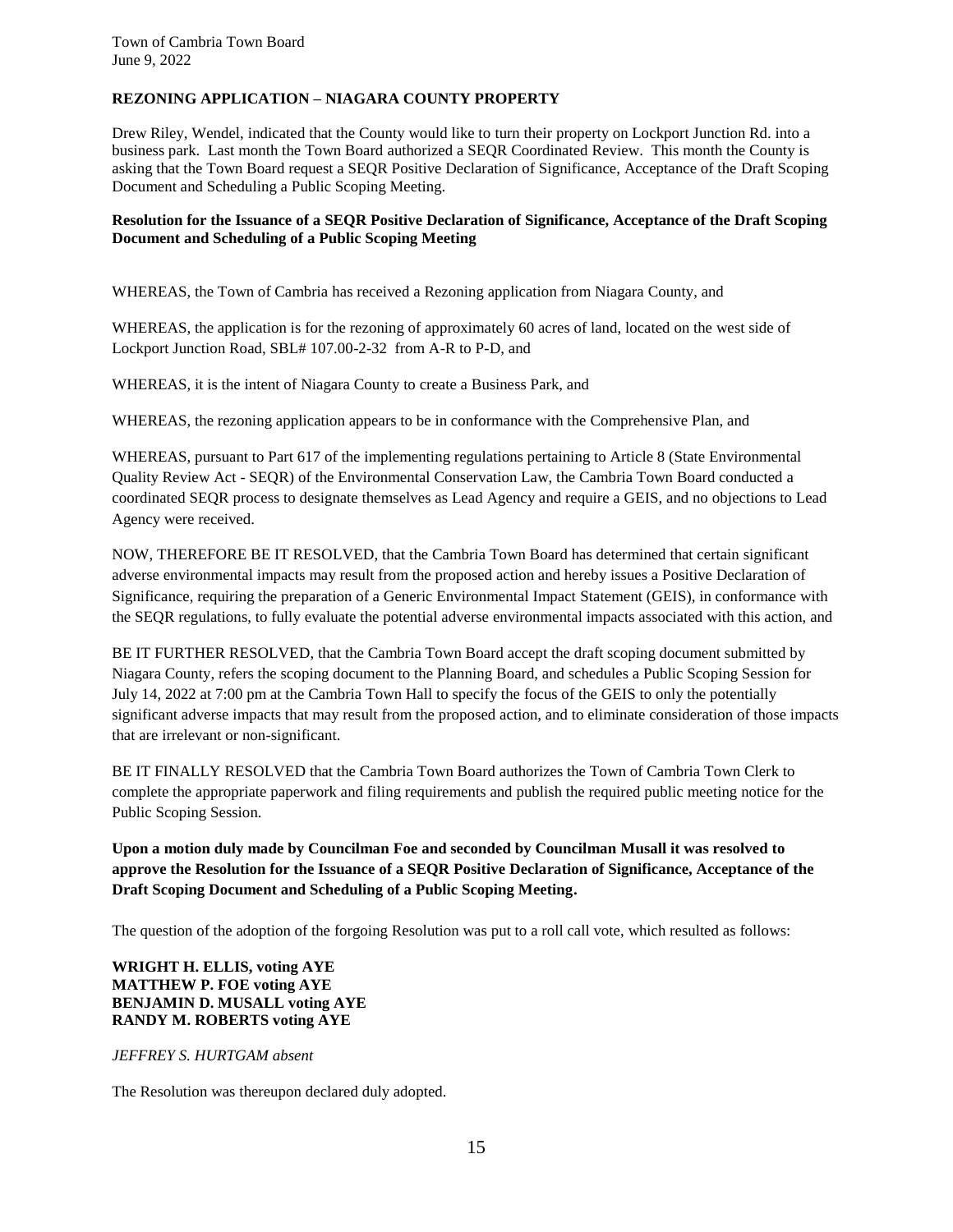## REZONING APPLICATION – NIAGARA COUNTY PROPERTY

Drew Riley, Wendel, indicated that the County would like to turn their property on Lockport Junction Rd. into a business park. Last month the Town Board authorized a SEQR Coordinated Review. This month the County is asking that the Town Board request a SEQR Positive Declaration of Significance, Acceptance of the Draft Scoping Document and Scheduling a Public Scoping Meeting.

**Resolution for the Issuance of a SEQR Positive Declaration of Significance, Acceptance of the Draft Scoping Document and Scheduling of a Public Scoping Meeting**

WHEREAS, the Town of Cambria has received a Rezoning application from Niagara County, and

WHEREAS, the application is for the rezoning of approximately 60 acres of land, located on the west side of Lockport Junction Road, SBL# 107.00-2-32 from A-R to P-D, and

WHEREAS, it is the intent of Niagara County to create a Business Park, and

WHEREAS, the rezoning application appears to be in conformance with the Comprehensive Plan, and

WHEREAS, pursuant to Part 617 of the implementing regulations pertaining to Article 8 (State Environmental Quality Review Act - SEQR) of the Environmental Conservation Law, the Cambria Town Board conducted a coordinated SEQR process to designate themselves as Lead Agency and require a GEIS, and no objections to Lead Agency were received.

NOW, THEREFORE BE IT RESOLVED, that the Cambria Town Board has determined that certain significant adverse environmental impacts may result from the proposed action and hereby issues a Positive Declaration of Significance, requiring the preparation of a Generic Environmental Impact Statement (GEIS), in conformance with the SEQR regulations, to fully evaluate the potential adverse environmental impacts associated with this action, and

BE IT FURTHER RESOLVED, that the Cambria Town Board accept the draft scoping document submitted by Niagara County, refers the scoping document to the Planning Board, and schedules a Public Scoping Session for July 14, 2022 at 7:00 pm at the Cambria Town Hall to specify the focus of the GEIS to only the potentially significant adverse impacts that may result from the proposed action, and to eliminate consideration of those impacts that are irrelevant or non-significant.

BE IT FINALLY RESOLVED that the Cambria Town Board authorizes the Town of Cambria Town Clerk to complete the appropriate paperwork and filing requirements and publish the required public meeting notice for the Public Scoping Session.

**Upon a motion duly made by Councilman Foe and seconded by Councilman Musall it was resolved to approve the Resolution for the Issuance of a SEQR Positive Declaration of Significance, Acceptance of the Draft Scoping Document and Scheduling of a Public Scoping Meeting.**

The question of the adoption of the forgoing Resolution was put to a roll call vote, which resulted as follows:

**WRIGHT H. ELLIS, voting AYE**
**MATTHEW P. FOE voting AYE**
**BENJAMIN D. MUSALL voting AYE**
**RANDY M. ROBERTS voting AYE**

*JEFFREY S. HURTGAM absent*

The Resolution was thereupon declared duly adopted.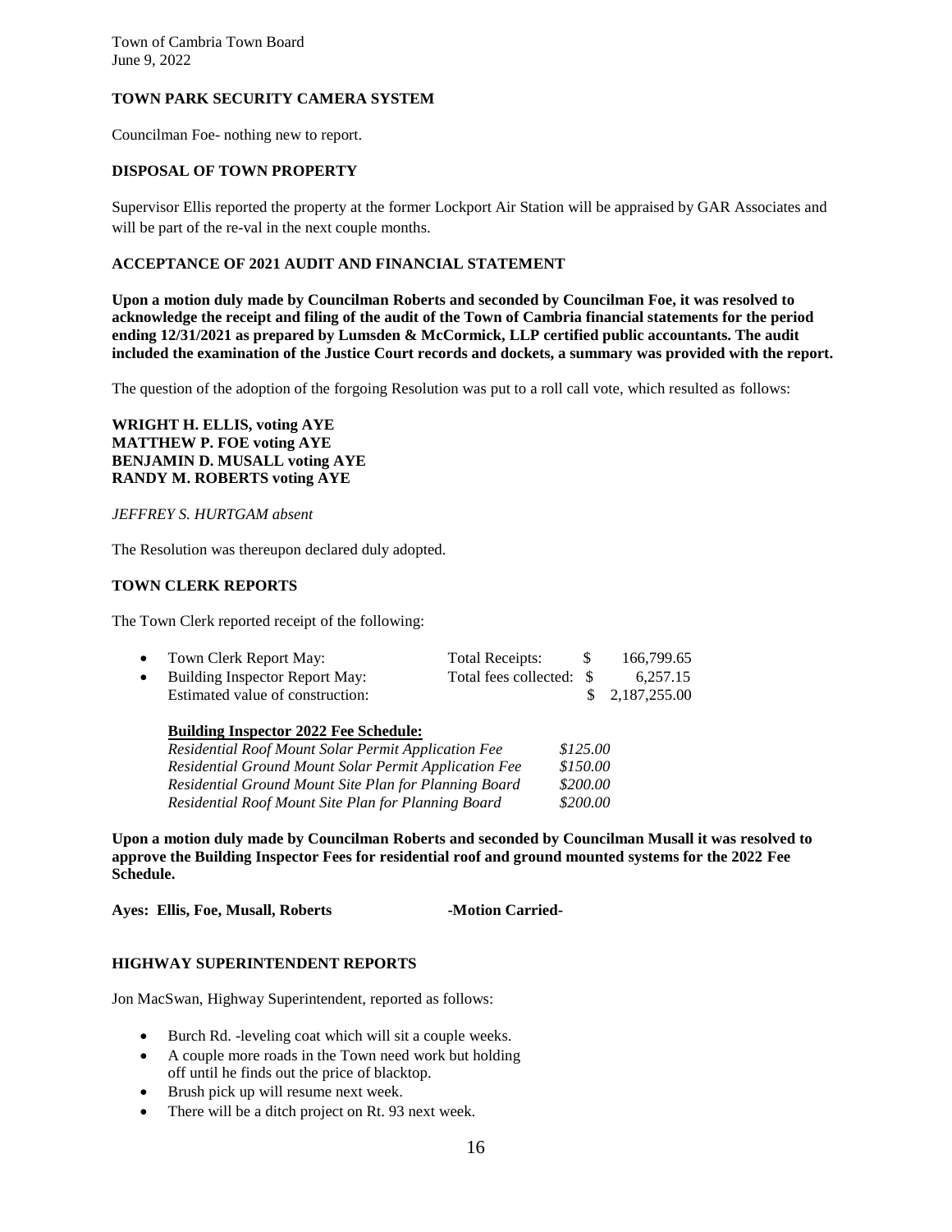### TOWN PARK SECURITY CAMERA SYSTEM

Councilman Foe- nothing new to report.

### DISPOSAL OF TOWN PROPERTY

Supervisor Ellis reported the property at the former Lockport Air Station will be appraised by GAR Associates and will be part of the re-val in the next couple months.

### ACCEPTANCE OF 2021 AUDIT AND FINANCIAL STATEMENT

**Upon a motion duly made by Councilman Roberts and seconded by Councilman Foe, it was resolved to acknowledge the receipt and filing of the audit of the Town of Cambria financial statements for the period ending 12/31/2021 as prepared by Lumsden & McCormick, LLP certified public accountants. The audit included the examination of the Justice Court records and dockets, a summary was provided with the report.**

The question of the adoption of the forgoing Resolution was put to a roll call vote, which resulted as follows:

**WRIGHT H. ELLIS, voting AYE**
**MATTHEW P. FOE voting AYE**
**BENJAMIN D. MUSALL voting AYE**
**RANDY M. ROBERTS voting AYE**

*JEFFREY S. HURTGAM absent*

The Resolution was thereupon declared duly adopted.

### TOWN CLERK REPORTS

The Town Clerk reported receipt of the following:

- Town Clerk Report May: Total Receipts: $ 166,799.65
- Building Inspector Report May: Total fees collected: $ 6,257.15
  Estimated value of construction: $ 2,187,255.00

**Building Inspector 2022 Fee Schedule:**

| | |
|---|---|
| *Residential Roof Mount Solar Permit Application Fee* | *$125.00* |
| *Residential Ground Mount Solar Permit Application Fee* | *$150.00* |
| *Residential Ground Mount Site Plan for Planning Board* | *$200.00* |
| *Residential Roof Mount Site Plan for Planning Board* | *$200.00* |

**Upon a motion duly made by Councilman Roberts and seconded by Councilman Musall it was resolved to approve the Building Inspector Fees for residential roof and ground mounted systems for the 2022 Fee Schedule.**

**Ayes: Ellis, Foe, Musall, Roberts -Motion Carried-**

### HIGHWAY SUPERINTENDENT REPORTS

Jon MacSwan, Highway Superintendent, reported as follows:

- Burch Rd. -leveling coat which will sit a couple weeks.
- A couple more roads in the Town need work but holding off until he finds out the price of blacktop.
- Brush pick up will resume next week.
- There will be a ditch project on Rt. 93 next week.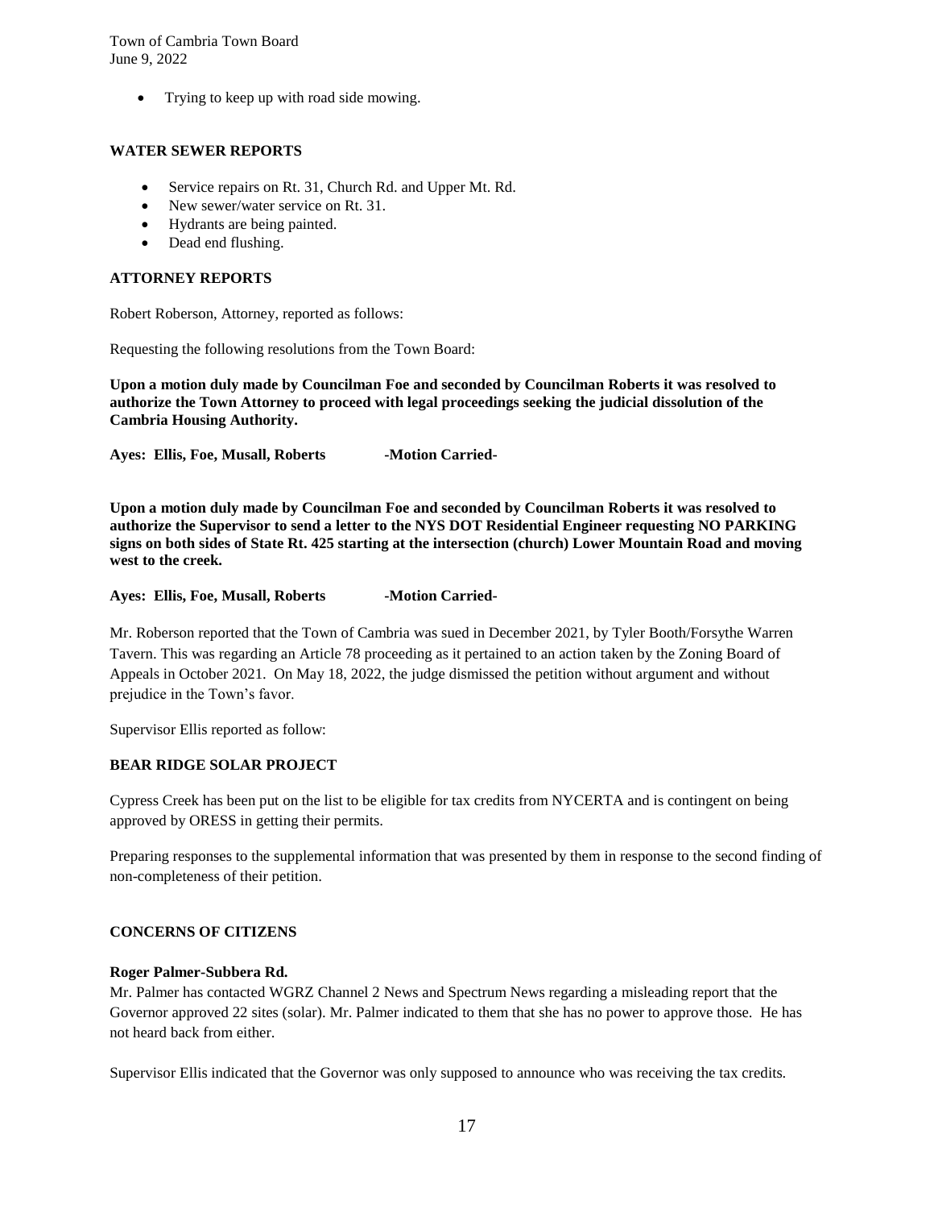- Trying to keep up with road side mowing.

**WATER SEWER REPORTS**

- Service repairs on Rt. 31, Church Rd. and Upper Mt. Rd.
- New sewer/water service on Rt. 31.
- Hydrants are being painted.
- Dead end flushing.

**ATTORNEY REPORTS**

Robert Roberson, Attorney, reported as follows:

Requesting the following resolutions from the Town Board:

**Upon a motion duly made by Councilman Foe and seconded by Councilman Roberts it was resolved to authorize the Town Attorney to proceed with legal proceedings seeking the judicial dissolution of the Cambria Housing Authority.**

**Ayes: Ellis, Foe, Musall, Roberts -Motion Carried-**

**Upon a motion duly made by Councilman Foe and seconded by Councilman Roberts it was resolved to authorize the Supervisor to send a letter to the NYS DOT Residential Engineer requesting NO PARKING signs on both sides of State Rt. 425 starting at the intersection (church) Lower Mountain Road and moving west to the creek.**

**Ayes: Ellis, Foe, Musall, Roberts -Motion Carried-**

Mr. Roberson reported that the Town of Cambria was sued in December 2021, by Tyler Booth/Forsythe Warren Tavern. This was regarding an Article 78 proceeding as it pertained to an action taken by the Zoning Board of Appeals in October 2021. On May 18, 2022, the judge dismissed the petition without argument and without prejudice in the Town's favor.

Supervisor Ellis reported as follow:

**BEAR RIDGE SOLAR PROJECT**

Cypress Creek has been put on the list to be eligible for tax credits from NYCERTA and is contingent on being approved by ORESS in getting their permits.

Preparing responses to the supplemental information that was presented by them in response to the second finding of non-completeness of their petition.

**CONCERNS OF CITIZENS**

**Roger Palmer-Subbera Rd.**
Mr. Palmer has contacted WGRZ Channel 2 News and Spectrum News regarding a misleading report that the Governor approved 22 sites (solar). Mr. Palmer indicated to them that she has no power to approve those. He has not heard back from either.

Supervisor Ellis indicated that the Governor was only supposed to announce who was receiving the tax credits.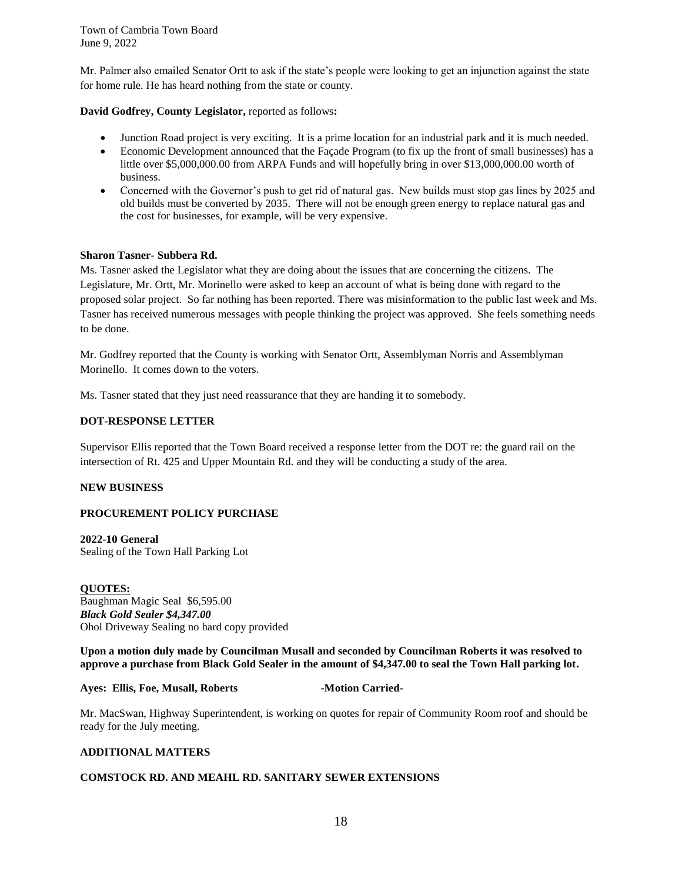Mr. Palmer also emailed Senator Ortt to ask if the state's people were looking to get an injunction against the state for home rule. He has heard nothing from the state or county.

**David Godfrey, County Legislator,** reported as follows**:**

- Junction Road project is very exciting. It is a prime location for an industrial park and it is much needed.
- Economic Development announced that the Façade Program (to fix up the front of small businesses) has a little over $5,000,000.00 from ARPA Funds and will hopefully bring in over $13,000,000.00 worth of business.
- Concerned with the Governor's push to get rid of natural gas. New builds must stop gas lines by 2025 and old builds must be converted by 2035. There will not be enough green energy to replace natural gas and the cost for businesses, for example, will be very expensive.

**Sharon Tasner- Subbera Rd.**

Ms. Tasner asked the Legislator what they are doing about the issues that are concerning the citizens. The Legislature, Mr. Ortt, Mr. Morinello were asked to keep an account of what is being done with regard to the proposed solar project. So far nothing has been reported. There was misinformation to the public last week and Ms. Tasner has received numerous messages with people thinking the project was approved. She feels something needs to be done.

Mr. Godfrey reported that the County is working with Senator Ortt, Assemblyman Norris and Assemblyman Morinello. It comes down to the voters.

Ms. Tasner stated that they just need reassurance that they are handing it to somebody.

**DOT-RESPONSE LETTER**

Supervisor Ellis reported that the Town Board received a response letter from the DOT re: the guard rail on the intersection of Rt. 425 and Upper Mountain Rd. and they will be conducting a study of the area.

**NEW BUSINESS**

**PROCUREMENT POLICY PURCHASE**

**2022-10 General**
Sealing of the Town Hall Parking Lot

**QUOTES:**
Baughman Magic Seal $6,595.00
***Black Gold Sealer $4,347.00***
Ohol Driveway Sealing no hard copy provided

**Upon a motion duly made by Councilman Musall and seconded by Councilman Roberts it was resolved to approve a purchase from Black Gold Sealer in the amount of $4,347.00 to seal the Town Hall parking lot.**

**Ayes: Ellis, Foe, Musall, Roberts -Motion Carried-**

Mr. MacSwan, Highway Superintendent, is working on quotes for repair of Community Room roof and should be ready for the July meeting.

**ADDITIONAL MATTERS**

**COMSTOCK RD. AND MEAHL RD. SANITARY SEWER EXTENSIONS**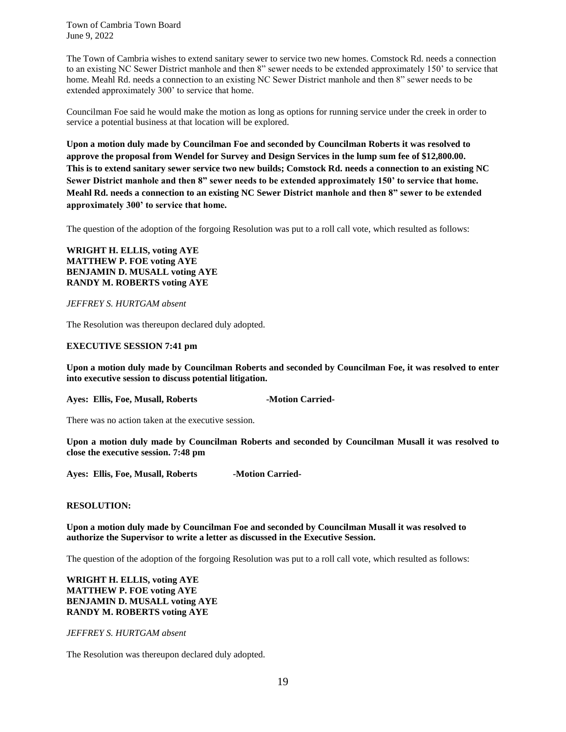The Town of Cambria wishes to extend sanitary sewer to service two new homes. Comstock Rd. needs a connection to an existing NC Sewer District manhole and then 8" sewer needs to be extended approximately 150' to service that home. Meahl Rd. needs a connection to an existing NC Sewer District manhole and then 8" sewer needs to be extended approximately 300' to service that home.

Councilman Foe said he would make the motion as long as options for running service under the creek in order to service a potential business at that location will be explored.

**Upon a motion duly made by Councilman Foe and seconded by Councilman Roberts it was resolved to approve the proposal from Wendel for Survey and Design Services in the lump sum fee of $12,800.00. This is to extend sanitary sewer service two new builds; Comstock Rd. needs a connection to an existing NC Sewer District manhole and then 8" sewer needs to be extended approximately 150' to service that home. Meahl Rd. needs a connection to an existing NC Sewer District manhole and then 8" sewer to be extended approximately 300' to service that home.**

The question of the adoption of the forgoing Resolution was put to a roll call vote, which resulted as follows:

**WRIGHT H. ELLIS, voting AYE**
**MATTHEW P. FOE voting AYE**
**BENJAMIN D. MUSALL voting AYE**
**RANDY M. ROBERTS voting AYE**

*JEFFREY S. HURTGAM absent*

The Resolution was thereupon declared duly adopted.

**EXECUTIVE SESSION 7:41 pm**

**Upon a motion duly made by Councilman Roberts and seconded by Councilman Foe, it was resolved to enter into executive session to discuss potential litigation.**

**Ayes: Ellis, Foe, Musall, Roberts -Motion Carried-**

There was no action taken at the executive session.

**Upon a motion duly made by Councilman Roberts and seconded by Councilman Musall it was resolved to close the executive session. 7:48 pm**

**Ayes: Ellis, Foe, Musall, Roberts -Motion Carried-**

**RESOLUTION:**

**Upon a motion duly made by Councilman Foe and seconded by Councilman Musall it was resolved to authorize the Supervisor to write a letter as discussed in the Executive Session.**

The question of the adoption of the forgoing Resolution was put to a roll call vote, which resulted as follows:

**WRIGHT H. ELLIS, voting AYE**
**MATTHEW P. FOE voting AYE**
**BENJAMIN D. MUSALL voting AYE**
**RANDY M. ROBERTS voting AYE**

*JEFFREY S. HURTGAM absent*

The Resolution was thereupon declared duly adopted.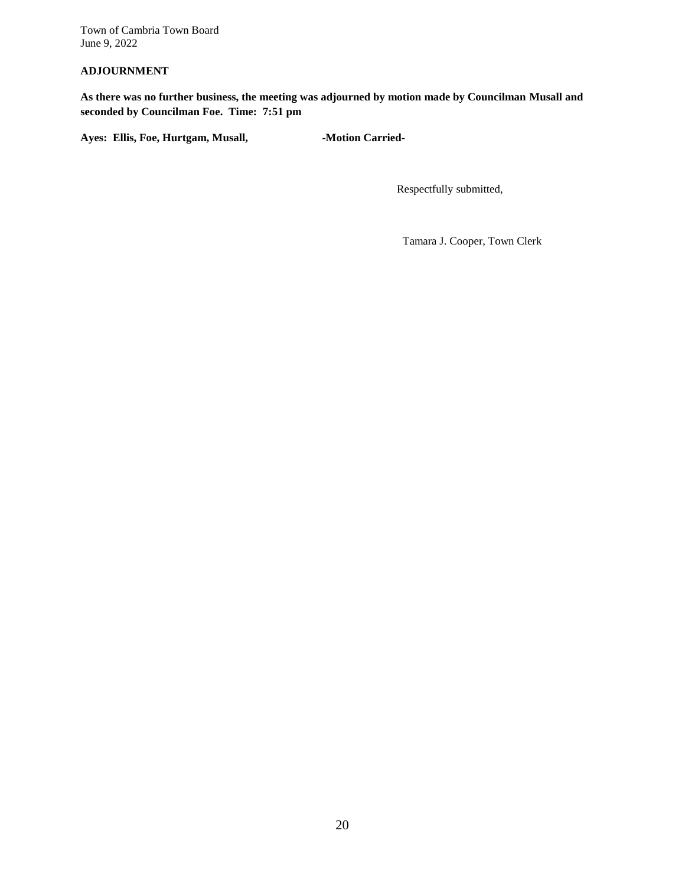## ADJOURNMENT

**As there was no further business, the meeting was adjourned by motion made by Councilman Musall and seconded by Councilman Foe. Time: 7:51 pm**

**Ayes: Ellis, Foe, Hurtgam, Musall, -Motion Carried-**

Respectfully submitted,

Tamara J. Cooper, Town Clerk